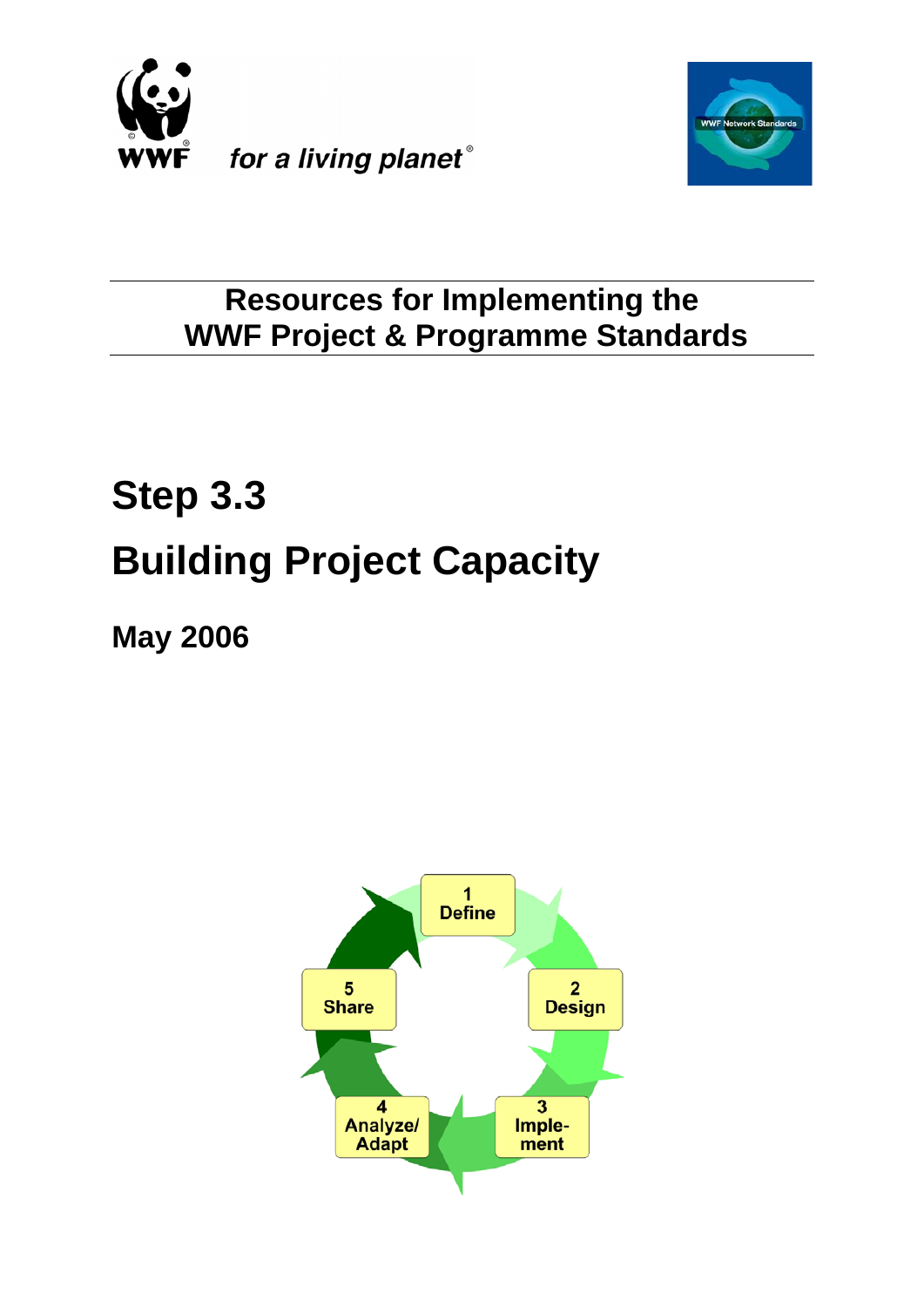WWF *for a living planet*®

WWF Network Standards

## Resources for Implementing the WWF Project & Programme Standards

# Step 3.3

# Building Project Capacity

**May 2006**

1 Define

2 Design

3 Imple-ment

4 Analyze/ Adapt

5 Share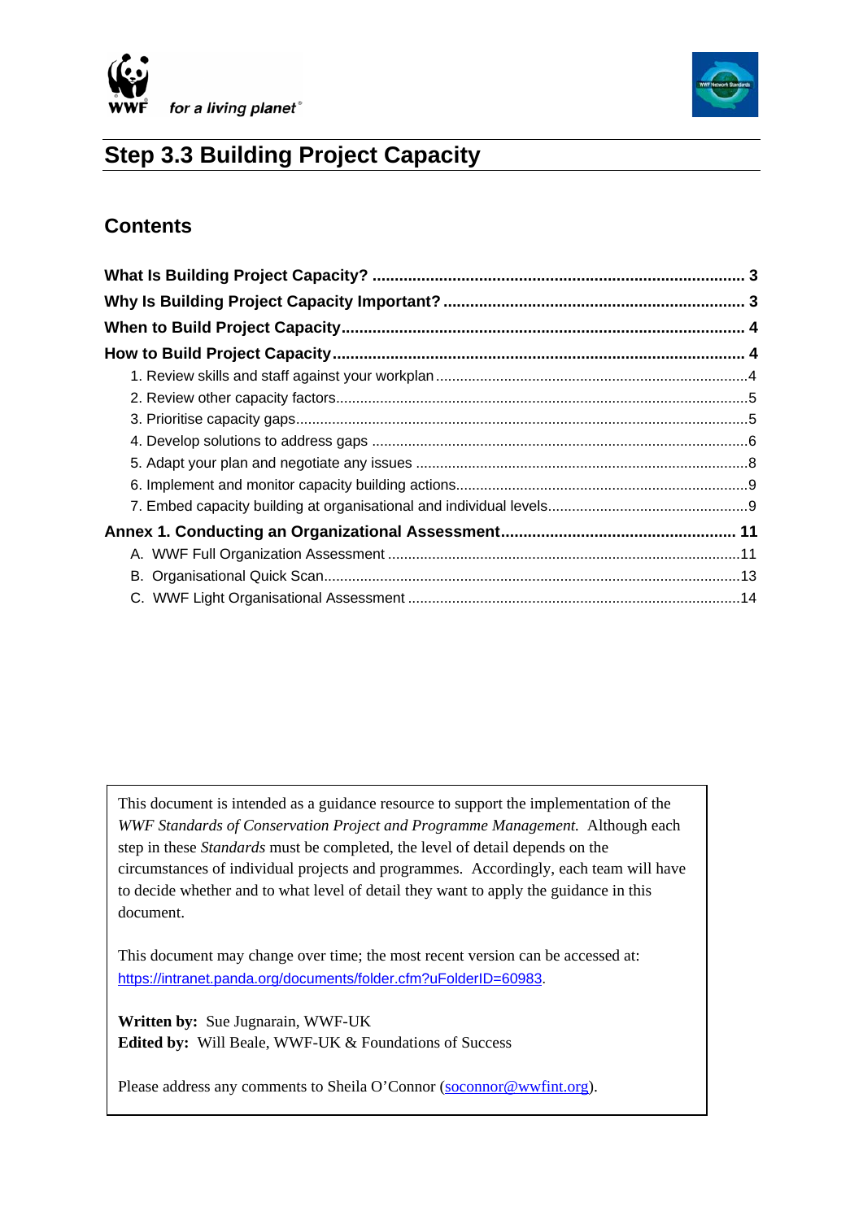# Step 3.3 Building Project Capacity

## Contents

**What Is Building Project Capacity?** .......... 3

**Why Is Building Project Capacity Important?** .......... 3

**When to Build Project Capacity** .......... 4

**How to Build Project Capacity** .......... 4

1. Review skills and staff against your workplan .......... 4
2. Review other capacity factors .......... 5
3. Prioritise capacity gaps .......... 5
4. Develop solutions to address gaps .......... 6
5. Adapt your plan and negotiate any issues .......... 8
6. Implement and monitor capacity building actions .......... 9
7. Embed capacity building at organisational and individual levels .......... 9

**Annex 1. Conducting an Organizational Assessment** .......... 11

A. WWF Full Organization Assessment .......... 11
B. Organisational Quick Scan .......... 13
C. WWF Light Organisational Assessment .......... 14

---

This document is intended as a guidance resource to support the implementation of the *WWF Standards of Conservation Project and Programme Management.* Although each step in these *Standards* must be completed, the level of detail depends on the circumstances of individual projects and programmes. Accordingly, each team will have to decide whether and to what level of detail they want to apply the guidance in this document.

This document may change over time; the most recent version can be accessed at: https://intranet.panda.org/documents/folder.cfm?uFolderID=60983.

**Written by:** Sue Jugnarain, WWF-UK
**Edited by:** Will Beale, WWF-UK & Foundations of Success

Please address any comments to Sheila O'Connor (soconnor@wwfint.org).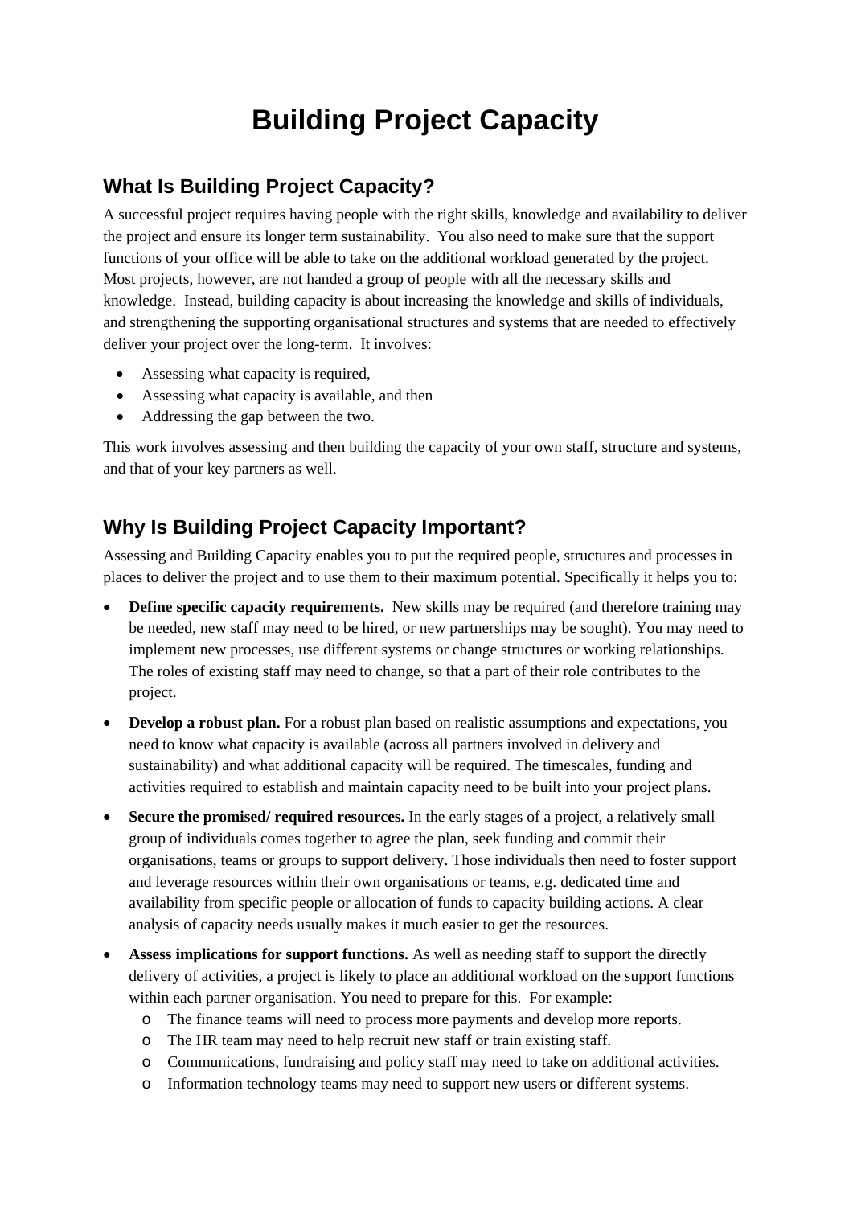# Building Project Capacity

## What Is Building Project Capacity?

A successful project requires having people with the right skills, knowledge and availability to deliver the project and ensure its longer term sustainability. You also need to make sure that the support functions of your office will be able to take on the additional workload generated by the project. Most projects, however, are not handed a group of people with all the necessary skills and knowledge. Instead, building capacity is about increasing the knowledge and skills of individuals, and strengthening the supporting organisational structures and systems that are needed to effectively deliver your project over the long-term. It involves:

- Assessing what capacity is required,
- Assessing what capacity is available, and then
- Addressing the gap between the two.

This work involves assessing and then building the capacity of your own staff, structure and systems, and that of your key partners as well.

## Why Is Building Project Capacity Important?

Assessing and Building Capacity enables you to put the required people, structures and processes in places to deliver the project and to use them to their maximum potential. Specifically it helps you to:

- **Define specific capacity requirements.** New skills may be required (and therefore training may be needed, new staff may need to be hired, or new partnerships may be sought). You may need to implement new processes, use different systems or change structures or working relationships. The roles of existing staff may need to change, so that a part of their role contributes to the project.
- **Develop a robust plan.** For a robust plan based on realistic assumptions and expectations, you need to know what capacity is available (across all partners involved in delivery and sustainability) and what additional capacity will be required. The timescales, funding and activities required to establish and maintain capacity need to be built into your project plans.
- **Secure the promised/ required resources.** In the early stages of a project, a relatively small group of individuals comes together to agree the plan, seek funding and commit their organisations, teams or groups to support delivery. Those individuals then need to foster support and leverage resources within their own organisations or teams, e.g. dedicated time and availability from specific people or allocation of funds to capacity building actions. A clear analysis of capacity needs usually makes it much easier to get the resources.
- **Assess implications for support functions.** As well as needing staff to support the directly delivery of activities, a project is likely to place an additional workload on the support functions within each partner organisation. You need to prepare for this. For example:
    - The finance teams will need to process more payments and develop more reports.
    - The HR team may need to help recruit new staff or train existing staff.
    - Communications, fundraising and policy staff may need to take on additional activities.
    - Information technology teams may need to support new users or different systems.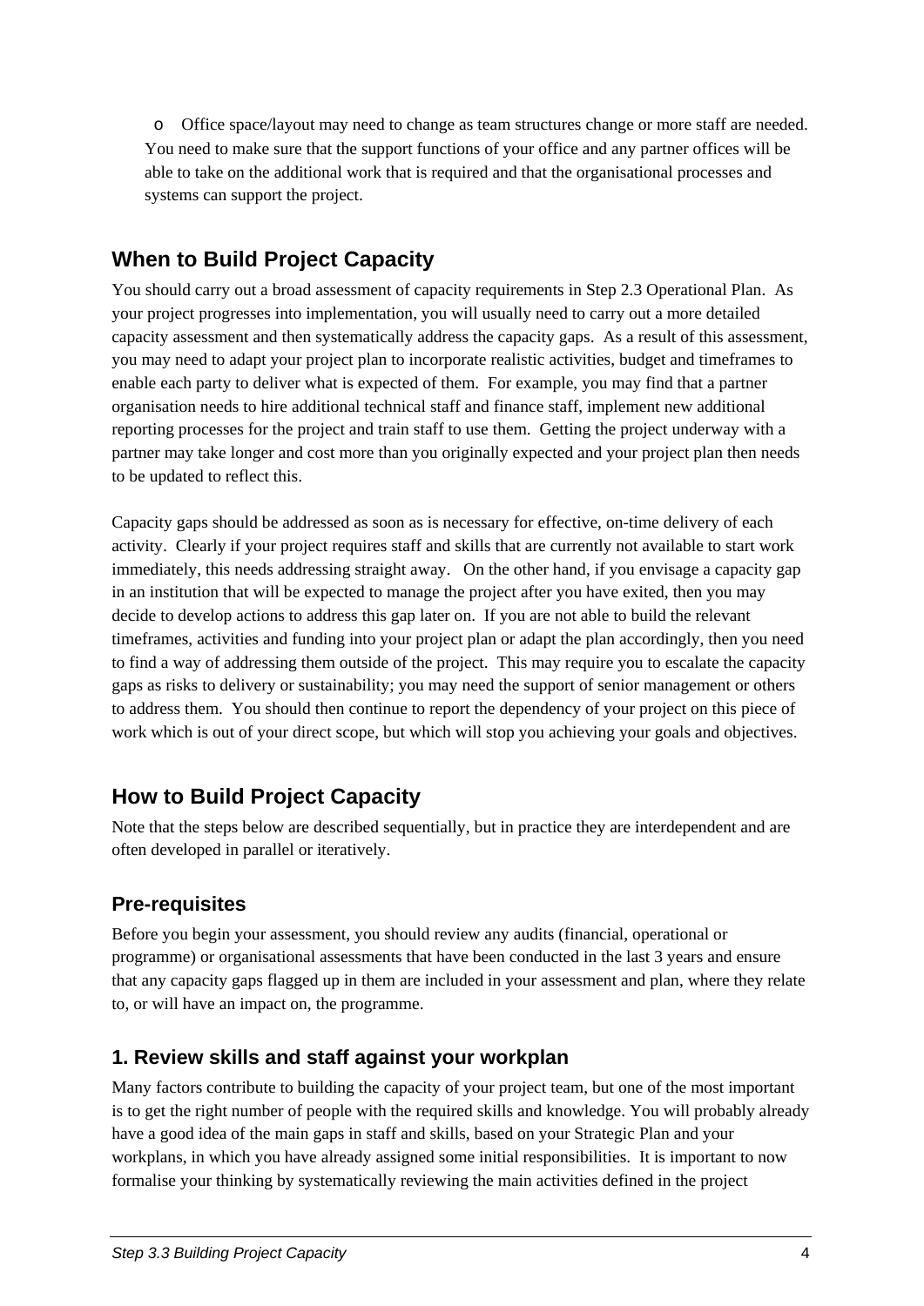- Office space/layout may need to change as team structures change or more staff are needed.

You need to make sure that the support functions of your office and any partner offices will be able to take on the additional work that is required and that the organisational processes and systems can support the project.

## When to Build Project Capacity

You should carry out a broad assessment of capacity requirements in Step 2.3 Operational Plan. As your project progresses into implementation, you will usually need to carry out a more detailed capacity assessment and then systematically address the capacity gaps. As a result of this assessment, you may need to adapt your project plan to incorporate realistic activities, budget and timeframes to enable each party to deliver what is expected of them. For example, you may find that a partner organisation needs to hire additional technical staff and finance staff, implement new additional reporting processes for the project and train staff to use them. Getting the project underway with a partner may take longer and cost more than you originally expected and your project plan then needs to be updated to reflect this.

Capacity gaps should be addressed as soon as is necessary for effective, on-time delivery of each activity. Clearly if your project requires staff and skills that are currently not available to start work immediately, this needs addressing straight away. On the other hand, if you envisage a capacity gap in an institution that will be expected to manage the project after you have exited, then you may decide to develop actions to address this gap later on. If you are not able to build the relevant timeframes, activities and funding into your project plan or adapt the plan accordingly, then you need to find a way of addressing them outside of the project. This may require you to escalate the capacity gaps as risks to delivery or sustainability; you may need the support of senior management or others to address them. You should then continue to report the dependency of your project on this piece of work which is out of your direct scope, but which will stop you achieving your goals and objectives.

## How to Build Project Capacity

Note that the steps below are described sequentially, but in practice they are interdependent and are often developed in parallel or iteratively.

### Pre-requisites

Before you begin your assessment, you should review any audits (financial, operational or programme) or organisational assessments that have been conducted in the last 3 years and ensure that any capacity gaps flagged up in them are included in your assessment and plan, where they relate to, or will have an impact on, the programme.

### 1. Review skills and staff against your workplan

Many factors contribute to building the capacity of your project team, but one of the most important is to get the right number of people with the required skills and knowledge. You will probably already have a good idea of the main gaps in staff and skills, based on your Strategic Plan and your workplans, in which you have already assigned some initial responsibilities. It is important to now formalise your thinking by systematically reviewing the main activities defined in the project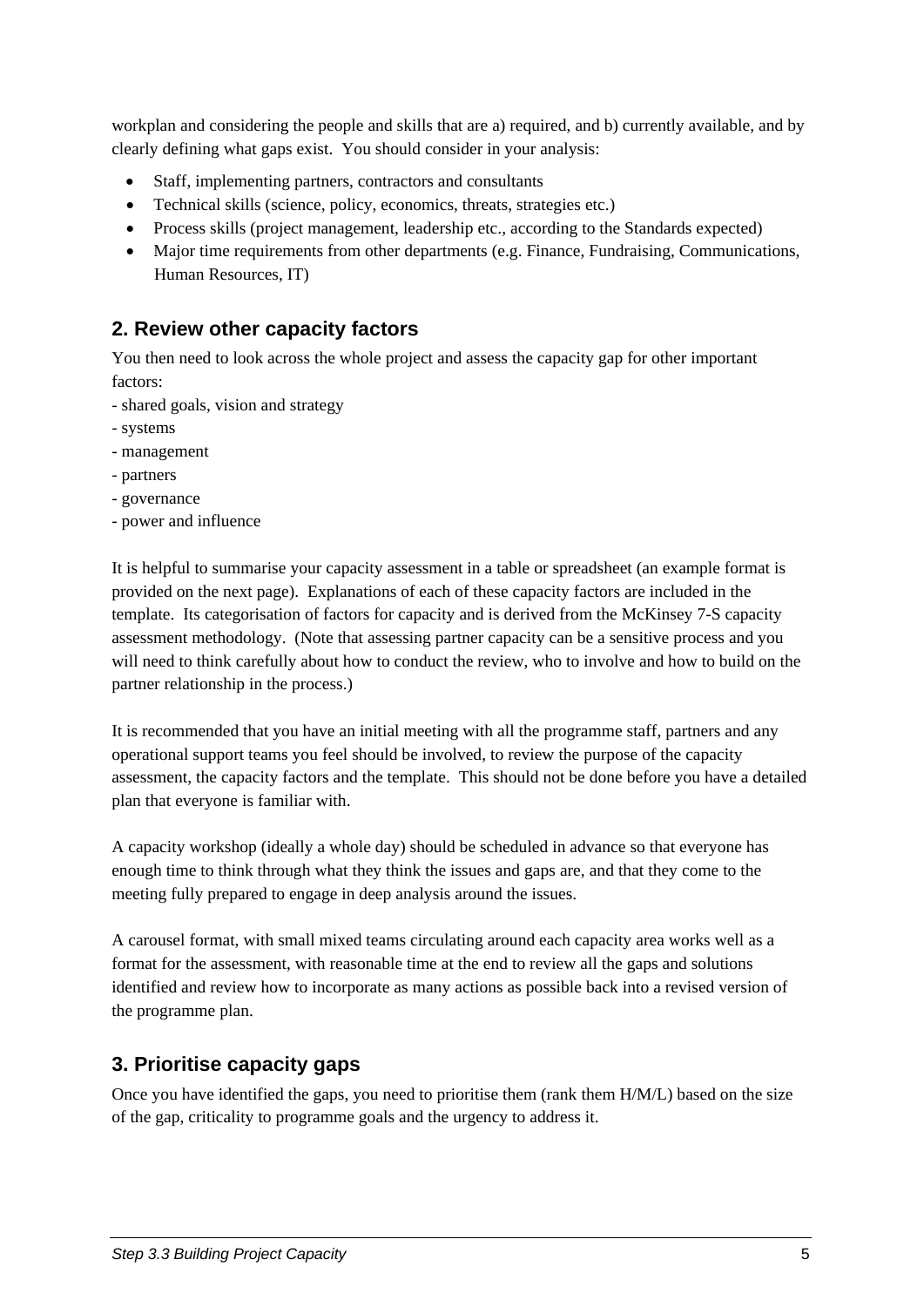workplan and considering the people and skills that are a) required, and b) currently available, and by clearly defining what gaps exist. You should consider in your analysis:

- Staff, implementing partners, contractors and consultants
- Technical skills (science, policy, economics, threats, strategies etc.)
- Process skills (project management, leadership etc., according to the Standards expected)
- Major time requirements from other departments (e.g. Finance, Fundraising, Communications, Human Resources, IT)

## 2. Review other capacity factors

You then need to look across the whole project and assess the capacity gap for other important factors:

- shared goals, vision and strategy
- systems
- management
- partners
- governance
- power and influence

It is helpful to summarise your capacity assessment in a table or spreadsheet (an example format is provided on the next page). Explanations of each of these capacity factors are included in the template. Its categorisation of factors for capacity and is derived from the McKinsey 7-S capacity assessment methodology. (Note that assessing partner capacity can be a sensitive process and you will need to think carefully about how to conduct the review, who to involve and how to build on the partner relationship in the process.)

It is recommended that you have an initial meeting with all the programme staff, partners and any operational support teams you feel should be involved, to review the purpose of the capacity assessment, the capacity factors and the template. This should not be done before you have a detailed plan that everyone is familiar with.

A capacity workshop (ideally a whole day) should be scheduled in advance so that everyone has enough time to think through what they think the issues and gaps are, and that they come to the meeting fully prepared to engage in deep analysis around the issues.

A carousel format, with small mixed teams circulating around each capacity area works well as a format for the assessment, with reasonable time at the end to review all the gaps and solutions identified and review how to incorporate as many actions as possible back into a revised version of the programme plan.

## 3. Prioritise capacity gaps

Once you have identified the gaps, you need to prioritise them (rank them H/M/L) based on the size of the gap, criticality to programme goals and the urgency to address it.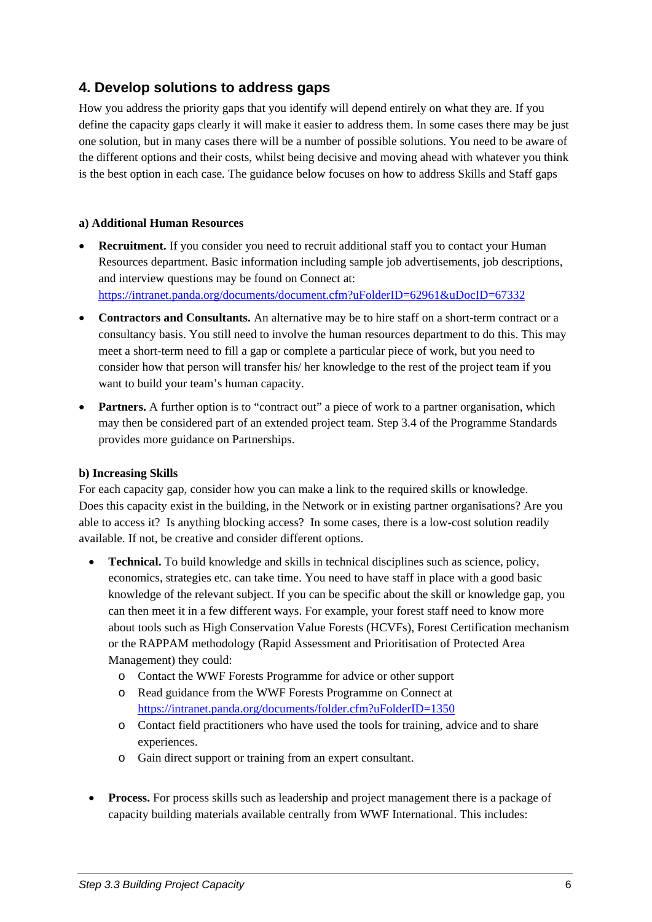## 4. Develop solutions to address gaps

How you address the priority gaps that you identify will depend entirely on what they are. If you define the capacity gaps clearly it will make it easier to address them. In some cases there may be just one solution, but in many cases there will be a number of possible solutions. You need to be aware of the different options and their costs, whilst being decisive and moving ahead with whatever you think is the best option in each case. The guidance below focuses on how to address Skills and Staff gaps

**a) Additional Human Resources**

- **Recruitment.** If you consider you need to recruit additional staff you to contact your Human Resources department. Basic information including sample job advertisements, job descriptions, and interview questions may be found on Connect at: [https://intranet.panda.org/documents/document.cfm?uFolderID=62961&uDocID=67332](https://intranet.panda.org/documents/document.cfm?uFolderID=62961&uDocID=67332)
- **Contractors and Consultants.** An alternative may be to hire staff on a short-term contract or a consultancy basis. You still need to involve the human resources department to do this. This may meet a short-term need to fill a gap or complete a particular piece of work, but you need to consider how that person will transfer his/ her knowledge to the rest of the project team if you want to build your team's human capacity.
- **Partners.** A further option is to "contract out" a piece of work to a partner organisation, which may then be considered part of an extended project team. Step 3.4 of the Programme Standards provides more guidance on Partnerships.

**b) Increasing Skills**

For each capacity gap, consider how you can make a link to the required skills or knowledge. Does this capacity exist in the building, in the Network or in existing partner organisations? Are you able to access it? Is anything blocking access? In some cases, there is a low-cost solution readily available. If not, be creative and consider different options.

- **Technical.** To build knowledge and skills in technical disciplines such as science, policy, economics, strategies etc. can take time. You need to have staff in place with a good basic knowledge of the relevant subject. If you can be specific about the skill or knowledge gap, you can then meet it in a few different ways. For example, your forest staff need to know more about tools such as High Conservation Value Forests (HCVFs), Forest Certification mechanism or the RAPPAM methodology (Rapid Assessment and Prioritisation of Protected Area Management) they could:
  - Contact the WWF Forests Programme for advice or other support
  - Read guidance from the WWF Forests Programme on Connect at [https://intranet.panda.org/documents/folder.cfm?uFolderID=1350](https://intranet.panda.org/documents/folder.cfm?uFolderID=1350)
  - Contact field practitioners who have used the tools for training, advice and to share experiences.
  - Gain direct support or training from an expert consultant.

- **Process.** For process skills such as leadership and project management there is a package of capacity building materials available centrally from WWF International. This includes: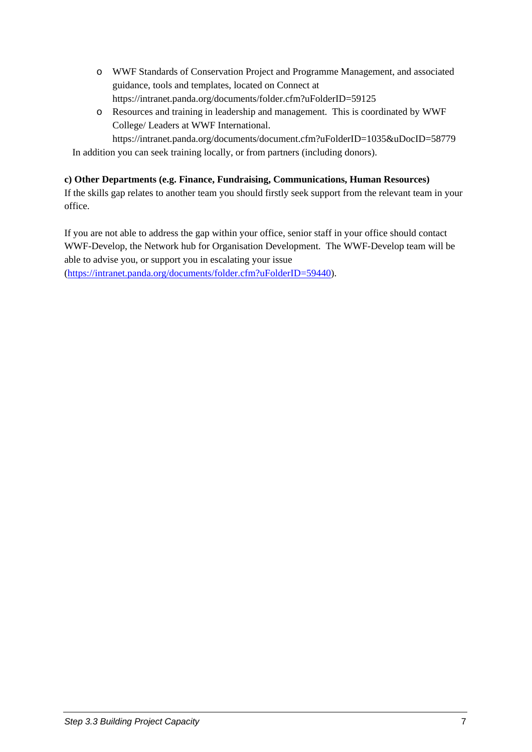- WWF Standards of Conservation Project and Programme Management, and associated guidance, tools and templates, located on Connect at https://intranet.panda.org/documents/folder.cfm?uFolderID=59125
- Resources and training in leadership and management. This is coordinated by WWF College/ Leaders at WWF International. https://intranet.panda.org/documents/document.cfm?uFolderID=1035&uDocID=58779

In addition you can seek training locally, or from partners (including donors).

**c) Other Departments (e.g. Finance, Fundraising, Communications, Human Resources)**

If the skills gap relates to another team you should firstly seek support from the relevant team in your office.

If you are not able to address the gap within your office, senior staff in your office should contact WWF-Develop, the Network hub for Organisation Development. The WWF-Develop team will be able to advise you, or support you in escalating your issue (https://intranet.panda.org/documents/folder.cfm?uFolderID=59440).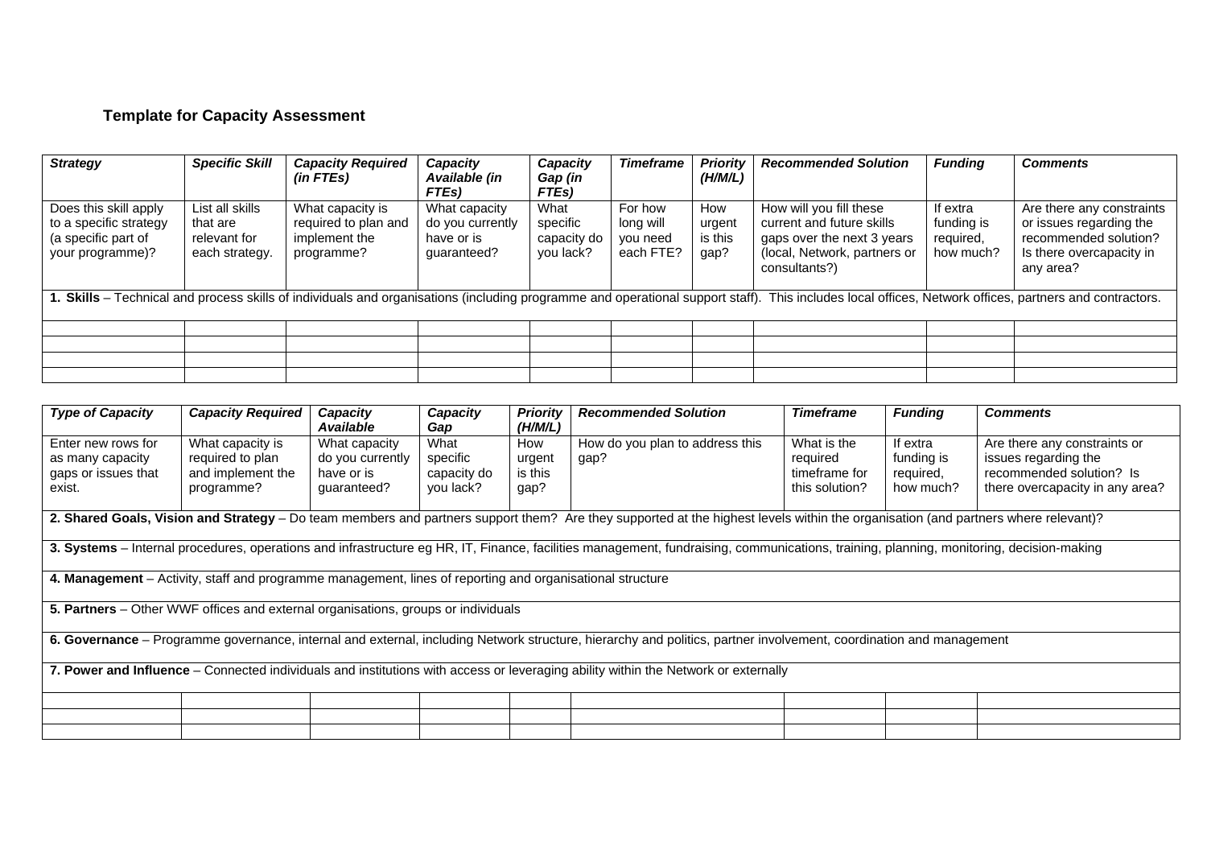## Template for Capacity Assessment

| *Strategy* | *Specific Skill* | *Capacity Required (in FTEs)* | *Capacity Available (in FTEs)* | *Capacity Gap (in FTEs)* | *Timeframe* | *Priority (H/M/L)* | *Recommended Solution* | *Funding* | *Comments* |
|---|---|---|---|---|---|---|---|---|---|
| Does this skill apply to a specific strategy (a specific part of your programme)? | List all skills that are relevant for each strategy. | What capacity is required to plan and implement the programme? | What capacity do you currently have or is guaranteed? | What specific capacity do you lack? | For how long will you need each FTE? | How urgent is this gap? | How will you fill these current and future skills gaps over the next 3 years (local, Network, partners or consultants?) | If extra funding is required, how much? | Are there any constraints or issues regarding the recommended solution? Is there overcapacity in any area? |
| **1. Skills** – Technical and process skills of individuals and organisations (including programme and operational support staff). This includes local offices, Network offices, partners and contractors. | | | | | | | | | |
| | | | | | | | | | |
| | | | | | | | | | |
| | | | | | | | | | |
| | | | | | | | | | |

| *Type of Capacity* | *Capacity Required* | *Capacity Available* | *Capacity Gap* | *Priority (H/M/L)* | *Recommended Solution* | *Timeframe* | *Funding* | *Comments* |
|---|---|---|---|---|---|---|---|---|
| Enter new rows for as many capacity gaps or issues that exist. | What capacity is required to plan and implement the programme? | What capacity do you currently have or is guaranteed? | What specific capacity do you lack? | How urgent is this gap? | How do you plan to address this gap? | What is the required timeframe for this solution? | If extra funding is required, how much? | Are there any constraints or issues regarding the recommended solution? Is there overcapacity in any area? |
| **2. Shared Goals, Vision and Strategy** – Do team members and partners support them? Are they supported at the highest levels within the organisation (and partners where relevant)? | | | | | | | | |
| **3. Systems** – Internal procedures, operations and infrastructure eg HR, IT, Finance, facilities management, fundraising, communications, training, planning, monitoring, decision-making | | | | | | | | |
| **4. Management** – Activity, staff and programme management, lines of reporting and organisational structure | | | | | | | | |
| **5. Partners** – Other WWF offices and external organisations, groups or individuals | | | | | | | | |
| **6. Governance** – Programme governance, internal and external, including Network structure, hierarchy and politics, partner involvement, coordination and management | | | | | | | | |
| **7. Power and Influence** – Connected individuals and institutions with access or leveraging ability within the Network or externally | | | | | | | | |
| | | | | | | | | |
| | | | | | | | | |
| | | | | | | | | |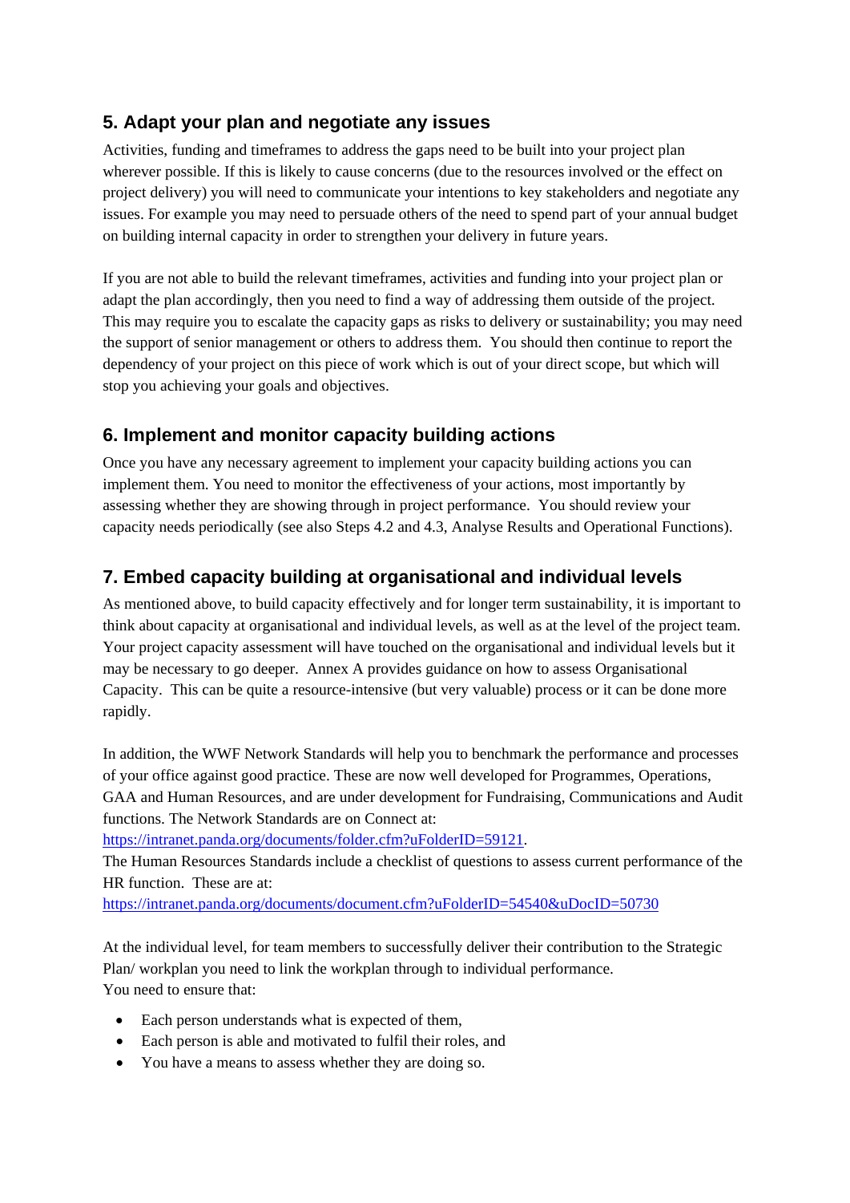## 5. Adapt your plan and negotiate any issues

Activities, funding and timeframes to address the gaps need to be built into your project plan wherever possible. If this is likely to cause concerns (due to the resources involved or the effect on project delivery) you will need to communicate your intentions to key stakeholders and negotiate any issues. For example you may need to persuade others of the need to spend part of your annual budget on building internal capacity in order to strengthen your delivery in future years.

If you are not able to build the relevant timeframes, activities and funding into your project plan or adapt the plan accordingly, then you need to find a way of addressing them outside of the project. This may require you to escalate the capacity gaps as risks to delivery or sustainability; you may need the support of senior management or others to address them. You should then continue to report the dependency of your project on this piece of work which is out of your direct scope, but which will stop you achieving your goals and objectives.

## 6. Implement and monitor capacity building actions

Once you have any necessary agreement to implement your capacity building actions you can implement them. You need to monitor the effectiveness of your actions, most importantly by assessing whether they are showing through in project performance. You should review your capacity needs periodically (see also Steps 4.2 and 4.3, Analyse Results and Operational Functions).

## 7. Embed capacity building at organisational and individual levels

As mentioned above, to build capacity effectively and for longer term sustainability, it is important to think about capacity at organisational and individual levels, as well as at the level of the project team. Your project capacity assessment will have touched on the organisational and individual levels but it may be necessary to go deeper. Annex A provides guidance on how to assess Organisational Capacity. This can be quite a resource-intensive (but very valuable) process or it can be done more rapidly.

In addition, the WWF Network Standards will help you to benchmark the performance and processes of your office against good practice. These are now well developed for Programmes, Operations, GAA and Human Resources, and are under development for Fundraising, Communications and Audit functions. The Network Standards are on Connect at:
https://intranet.panda.org/documents/folder.cfm?uFolderID=59121.
The Human Resources Standards include a checklist of questions to assess current performance of the HR function. These are at:
https://intranet.panda.org/documents/document.cfm?uFolderID=54540&uDocID=50730

At the individual level, for team members to successfully deliver their contribution to the Strategic Plan/ workplan you need to link the workplan through to individual performance.
You need to ensure that:

- Each person understands what is expected of them,
- Each person is able and motivated to fulfil their roles, and
- You have a means to assess whether they are doing so.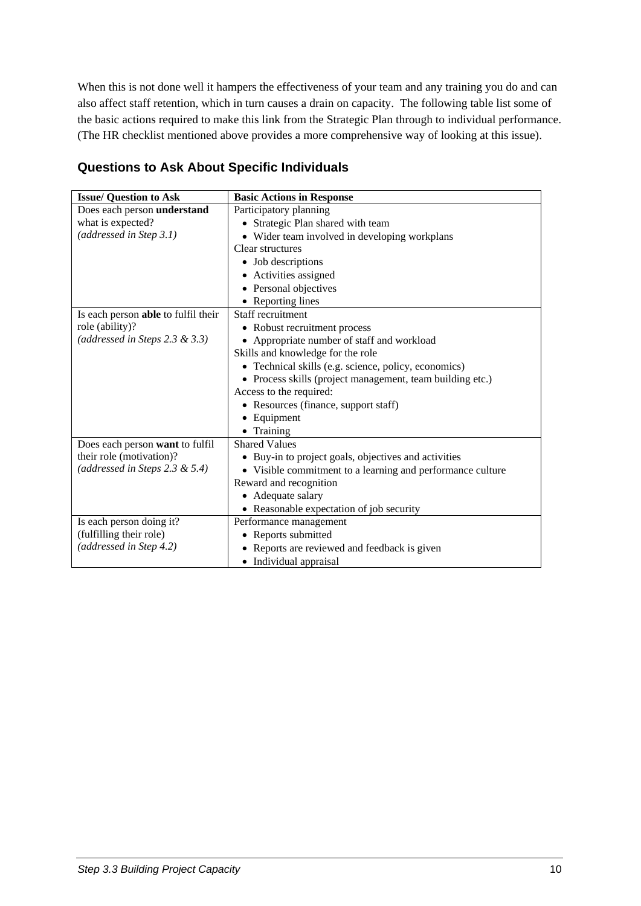When this is not done well it hampers the effectiveness of your team and any training you do and can also affect staff retention, which in turn causes a drain on capacity. The following table list some of the basic actions required to make this link from the Strategic Plan through to individual performance. (The HR checklist mentioned above provides a more comprehensive way of looking at this issue).

## Questions to Ask About Specific Individuals

| **Issue/ Question to Ask** | **Basic Actions in Response** |
|---|---|
| Does each person **understand** what is expected?<br>*(addressed in Step 3.1)* | Participatory planning<br>• Strategic Plan shared with team<br>• Wider team involved in developing workplans<br>Clear structures<br>• Job descriptions<br>• Activities assigned<br>• Personal objectives<br>• Reporting lines |
| Is each person **able** to fulfil their role (ability)?<br>*(addressed in Steps 2.3 & 3.3)* | Staff recruitment<br>• Robust recruitment process<br>• Appropriate number of staff and workload<br>Skills and knowledge for the role<br>• Technical skills (e.g. science, policy, economics)<br>• Process skills (project management, team building etc.)<br>Access to the required:<br>• Resources (finance, support staff)<br>• Equipment<br>• Training |
| Does each person **want** to fulfil their role (motivation)?<br>*(addressed in Steps 2.3 & 5.4)* | Shared Values<br>• Buy-in to project goals, objectives and activities<br>• Visible commitment to a learning and performance culture<br>Reward and recognition<br>• Adequate salary<br>• Reasonable expectation of job security |
| Is each person doing it? (fulfilling their role)<br>*(addressed in Step 4.2)* | Performance management<br>• Reports submitted<br>• Reports are reviewed and feedback is given<br>• Individual appraisal |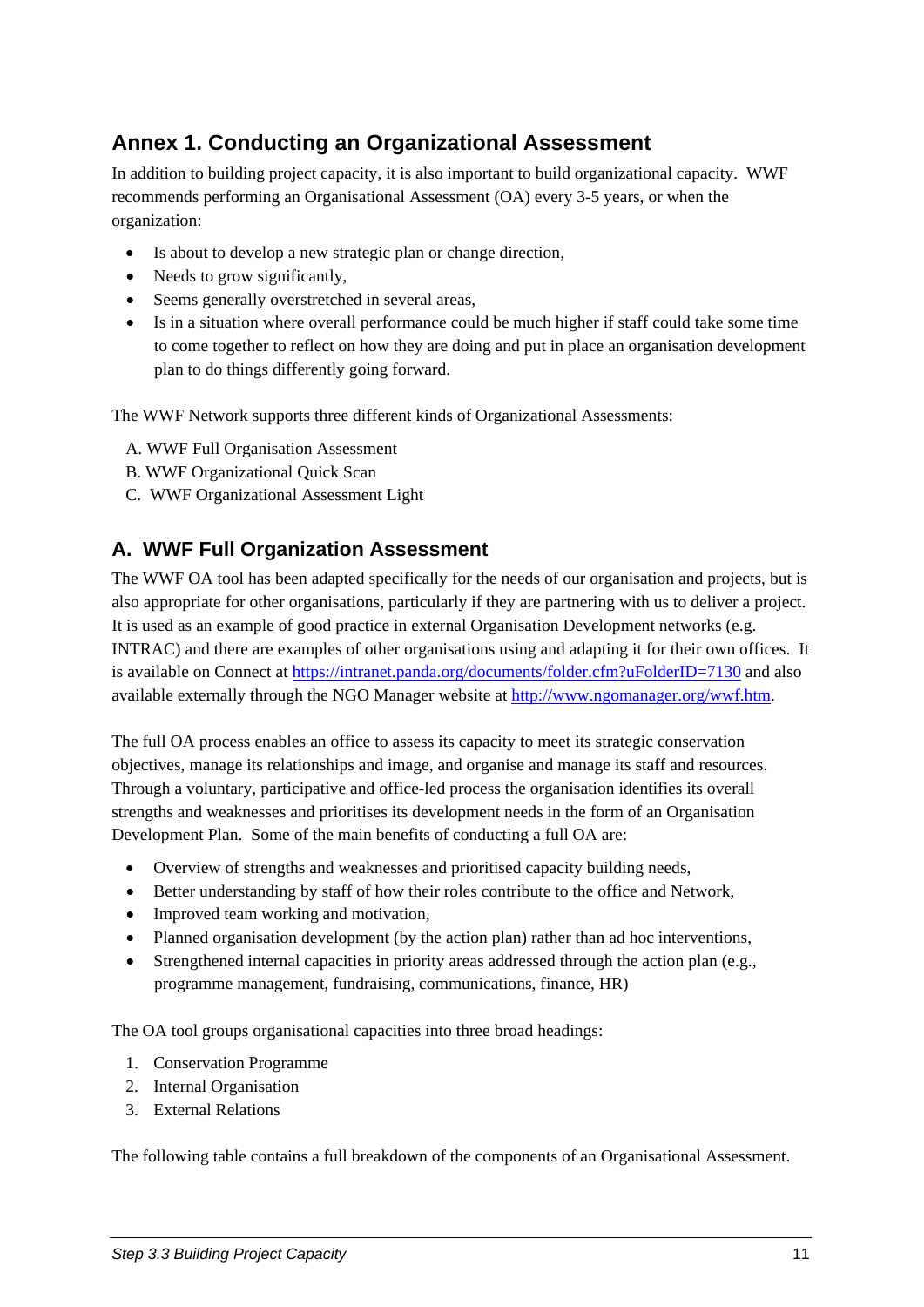## Annex 1. Conducting an Organizational Assessment

In addition to building project capacity, it is also important to build organizational capacity. WWF recommends performing an Organisational Assessment (OA) every 3-5 years, or when the organization:

- Is about to develop a new strategic plan or change direction,
- Needs to grow significantly,
- Seems generally overstretched in several areas,
- Is in a situation where overall performance could be much higher if staff could take some time to come together to reflect on how they are doing and put in place an organisation development plan to do things differently going forward.

The WWF Network supports three different kinds of Organizational Assessments:

A. WWF Full Organisation Assessment
B. WWF Organizational Quick Scan
C. WWF Organizational Assessment Light

## A. WWF Full Organization Assessment

The WWF OA tool has been adapted specifically for the needs of our organisation and projects, but is also appropriate for other organisations, particularly if they are partnering with us to deliver a project. It is used as an example of good practice in external Organisation Development networks (e.g. INTRAC) and there are examples of other organisations using and adapting it for their own offices. It is available on Connect at https://intranet.panda.org/documents/folder.cfm?uFolderID=7130 and also available externally through the NGO Manager website at http://www.ngomanager.org/wwf.htm.

The full OA process enables an office to assess its capacity to meet its strategic conservation objectives, manage its relationships and image, and organise and manage its staff and resources. Through a voluntary, participative and office-led process the organisation identifies its overall strengths and weaknesses and prioritises its development needs in the form of an Organisation Development Plan. Some of the main benefits of conducting a full OA are:

- Overview of strengths and weaknesses and prioritised capacity building needs,
- Better understanding by staff of how their roles contribute to the office and Network,
- Improved team working and motivation,
- Planned organisation development (by the action plan) rather than ad hoc interventions,
- Strengthened internal capacities in priority areas addressed through the action plan (e.g., programme management, fundraising, communications, finance, HR)

The OA tool groups organisational capacities into three broad headings:

1. Conservation Programme
2. Internal Organisation
3. External Relations

The following table contains a full breakdown of the components of an Organisational Assessment.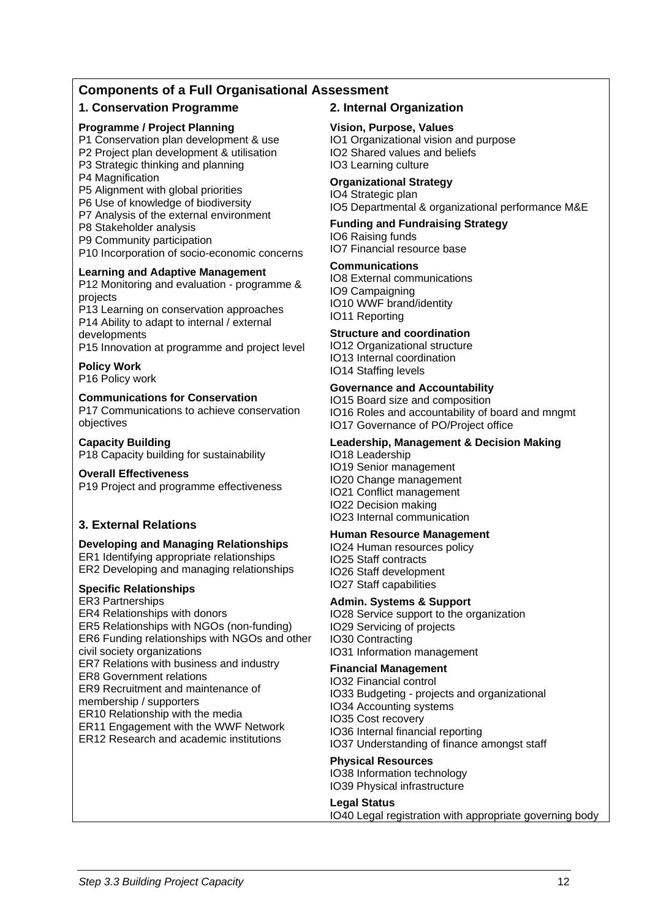## Components of a Full Organisational Assessment

### 1. Conservation Programme

**Programme / Project Planning**
P1 Conservation plan development & use
P2 Project plan development & utilisation
P3 Strategic thinking and planning
P4 Magnification
P5 Alignment with global priorities
P6 Use of knowledge of biodiversity
P7 Analysis of the external environment
P8 Stakeholder analysis
P9 Community participation
P10 Incorporation of socio-economic concerns

**Learning and Adaptive Management**
P12 Monitoring and evaluation - programme & projects
P13 Learning on conservation approaches
P14 Ability to adapt to internal / external developments
P15 Innovation at programme and project level

**Policy Work**
P16 Policy work

**Communications for Conservation**
P17 Communications to achieve conservation objectives

**Capacity Building**
P18 Capacity building for sustainability

**Overall Effectiveness**
P19 Project and programme effectiveness

### 3. External Relations

**Developing and Managing Relationships**
ER1 Identifying appropriate relationships
ER2 Developing and managing relationships

**Specific Relationships**
ER3 Partnerships
ER4 Relationships with donors
ER5 Relationships with NGOs (non-funding)
ER6 Funding relationships with NGOs and other civil society organizations
ER7 Relations with business and industry
ER8 Government relations
ER9 Recruitment and maintenance of membership / supporters
ER10 Relationship with the media
ER11 Engagement with the WWF Network
ER12 Research and academic institutions

### 2. Internal Organization

**Vision, Purpose, Values**
IO1 Organizational vision and purpose
IO2 Shared values and beliefs
IO3 Learning culture

**Organizational Strategy**
IO4 Strategic plan
IO5 Departmental & organizational performance M&E

**Funding and Fundraising Strategy**
IO6 Raising funds
IO7 Financial resource base

**Communications**
IO8 External communications
IO9 Campaigning
IO10 WWF brand/identity
IO11 Reporting

**Structure and coordination**
IO12 Organizational structure
IO13 Internal coordination
IO14 Staffing levels

**Governance and Accountability**
IO15 Board size and composition
IO16 Roles and accountability of board and mngmt
IO17 Governance of PO/Project office

**Leadership, Management & Decision Making**
IO18 Leadership
IO19 Senior management
IO20 Change management
IO21 Conflict management
IO22 Decision making
IO23 Internal communication

**Human Resource Management**
IO24 Human resources policy
IO25 Staff contracts
IO26 Staff development
IO27 Staff capabilities

**Admin. Systems & Support**
IO28 Service support to the organization
IO29 Servicing of projects
IO30 Contracting
IO31 Information management

**Financial Management**
IO32 Financial control
IO33 Budgeting - projects and organizational
IO34 Accounting systems
IO35 Cost recovery
IO36 Internal financial reporting
IO37 Understanding of finance amongst staff

**Physical Resources**
IO38 Information technology
IO39 Physical infrastructure

**Legal Status**
IO40 Legal registration with appropriate governing body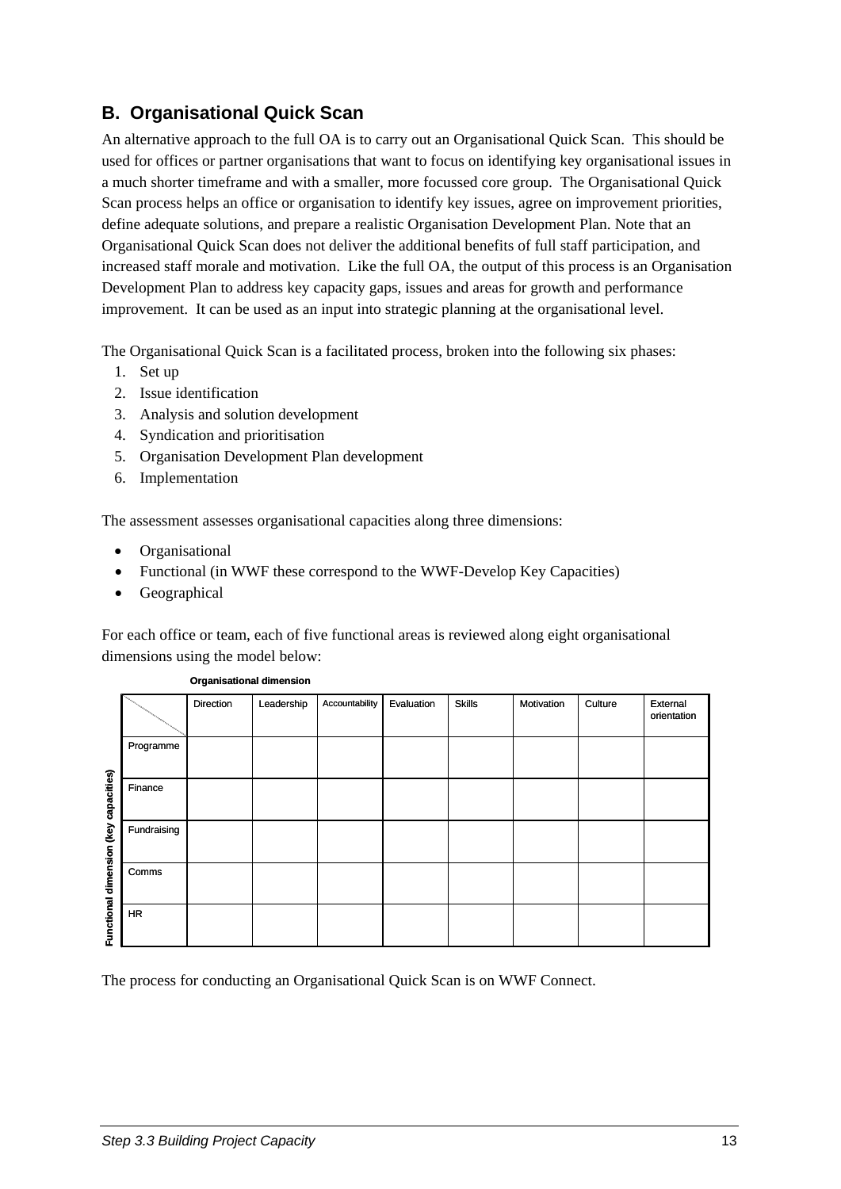## B. Organisational Quick Scan

An alternative approach to the full OA is to carry out an Organisational Quick Scan. This should be used for offices or partner organisations that want to focus on identifying key organisational issues in a much shorter timeframe and with a smaller, more focussed core group. The Organisational Quick Scan process helps an office or organisation to identify key issues, agree on improvement priorities, define adequate solutions, and prepare a realistic Organisation Development Plan. Note that an Organisational Quick Scan does not deliver the additional benefits of full staff participation, and increased staff morale and motivation. Like the full OA, the output of this process is an Organisation Development Plan to address key capacity gaps, issues and areas for growth and performance improvement. It can be used as an input into strategic planning at the organisational level.

The Organisational Quick Scan is a facilitated process, broken into the following six phases:

1. Set up
2. Issue identification
3. Analysis and solution development
4. Syndication and prioritisation
5. Organisation Development Plan development
6. Implementation

The assessment assesses organisational capacities along three dimensions:

- Organisational
- Functional (in WWF these correspond to the WWF-Develop Key Capacities)
- Geographical

For each office or team, each of five functional areas is reviewed along eight organisational dimensions using the model below:

**Organisational dimension**

| Functional dimension (key capacities) | Direction | Leadership | Accountability | Evaluation | Skills | Motivation | Culture | External orientation |
|---|---|---|---|---|---|---|---|---|
| Programme | | | | | | | | |
| Finance | | | | | | | | |
| Fundraising | | | | | | | | |
| Comms | | | | | | | | |
| HR | | | | | | | | |

The process for conducting an Organisational Quick Scan is on WWF Connect.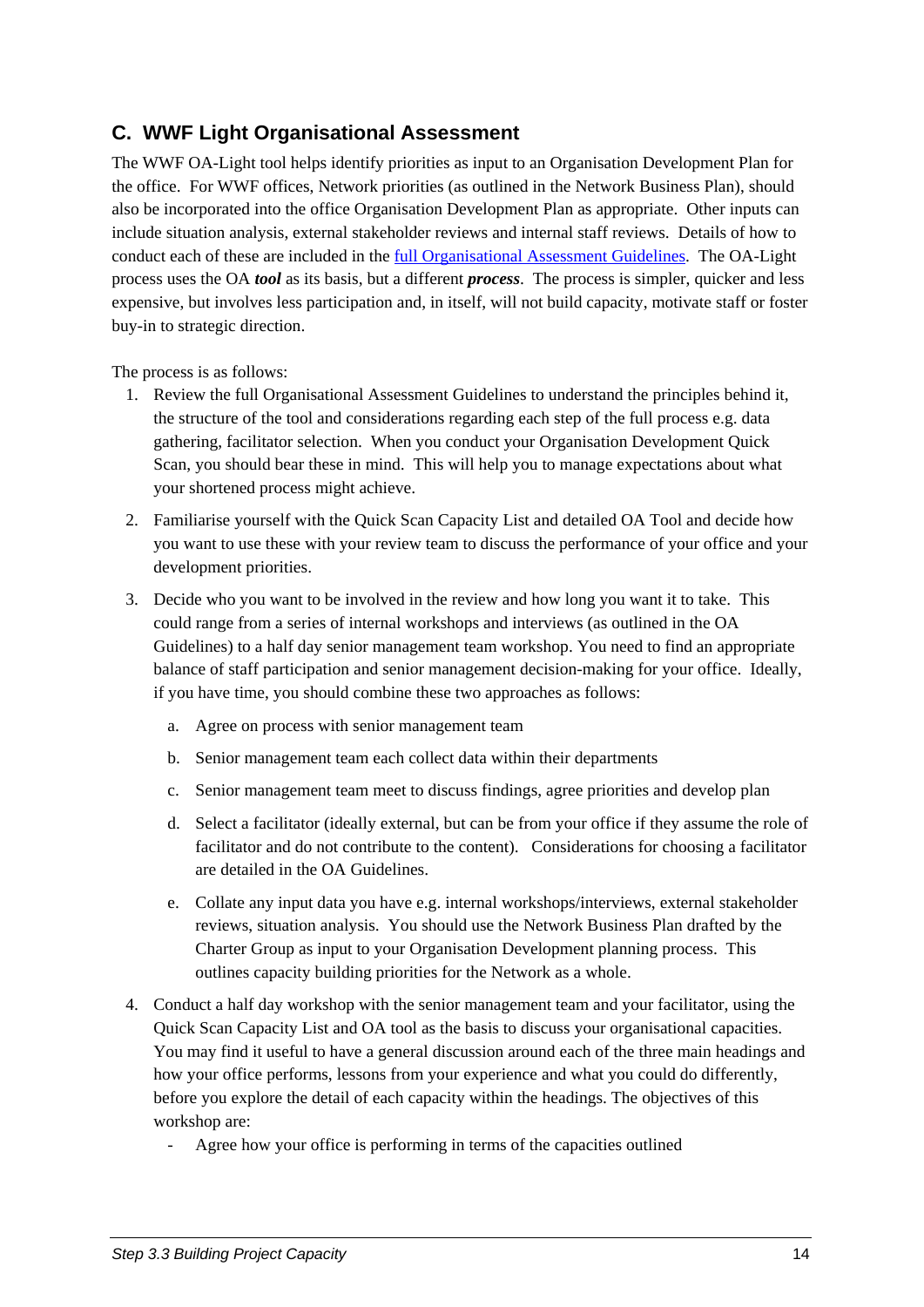## C. WWF Light Organisational Assessment

The WWF OA-Light tool helps identify priorities as input to an Organisation Development Plan for the office. For WWF offices, Network priorities (as outlined in the Network Business Plan), should also be incorporated into the office Organisation Development Plan as appropriate. Other inputs can include situation analysis, external stakeholder reviews and internal staff reviews. Details of how to conduct each of these are included in the [full Organisational Assessment Guidelines](). The OA-Light process uses the OA ***tool*** as its basis, but a different ***process***. The process is simpler, quicker and less expensive, but involves less participation and, in itself, will not build capacity, motivate staff or foster buy-in to strategic direction.

The process is as follows:

1. Review the full Organisational Assessment Guidelines to understand the principles behind it, the structure of the tool and considerations regarding each step of the full process e.g. data gathering, facilitator selection. When you conduct your Organisation Development Quick Scan, you should bear these in mind. This will help you to manage expectations about what your shortened process might achieve.

2. Familiarise yourself with the Quick Scan Capacity List and detailed OA Tool and decide how you want to use these with your review team to discuss the performance of your office and your development priorities.

3. Decide who you want to be involved in the review and how long you want it to take. This could range from a series of internal workshops and interviews (as outlined in the OA Guidelines) to a half day senior management team workshop. You need to find an appropriate balance of staff participation and senior management decision-making for your office. Ideally, if you have time, you should combine these two approaches as follows:

    a. Agree on process with senior management team

    b. Senior management team each collect data within their departments

    c. Senior management team meet to discuss findings, agree priorities and develop plan

    d. Select a facilitator (ideally external, but can be from your office if they assume the role of facilitator and do not contribute to the content). Considerations for choosing a facilitator are detailed in the OA Guidelines.

    e. Collate any input data you have e.g. internal workshops/interviews, external stakeholder reviews, situation analysis. You should use the Network Business Plan drafted by the Charter Group as input to your Organisation Development planning process. This outlines capacity building priorities for the Network as a whole.

4. Conduct a half day workshop with the senior management team and your facilitator, using the Quick Scan Capacity List and OA tool as the basis to discuss your organisational capacities. You may find it useful to have a general discussion around each of the three main headings and how your office performs, lessons from your experience and what you could do differently, before you explore the detail of each capacity within the headings. The objectives of this workshop are:
    - Agree how your office is performing in terms of the capacities outlined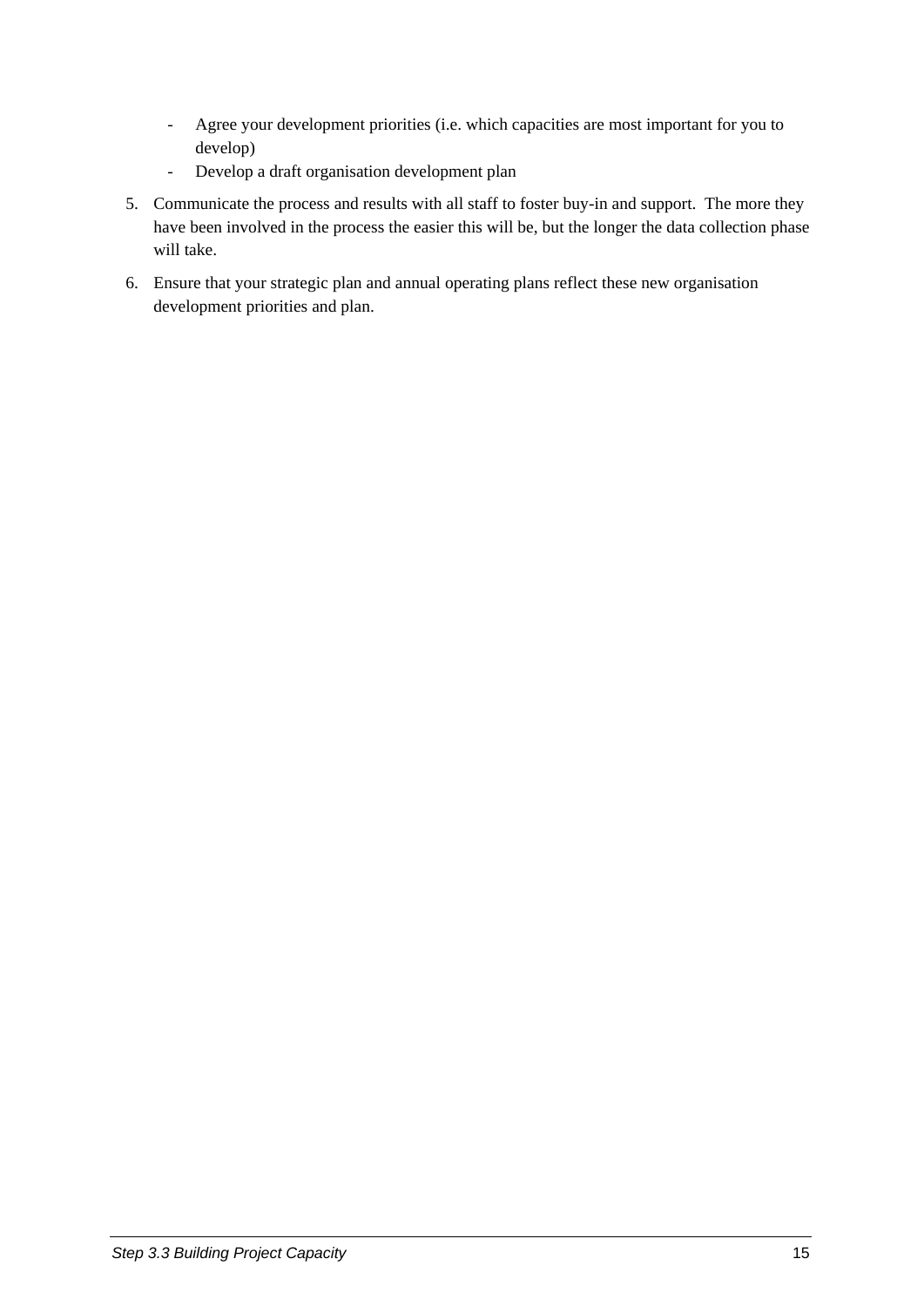- Agree your development priorities (i.e. which capacities are most important for you to develop)
   - Develop a draft organisation development plan

5. Communicate the process and results with all staff to foster buy-in and support. The more they have been involved in the process the easier this will be, but the longer the data collection phase will take.

6. Ensure that your strategic plan and annual operating plans reflect these new organisation development priorities and plan.